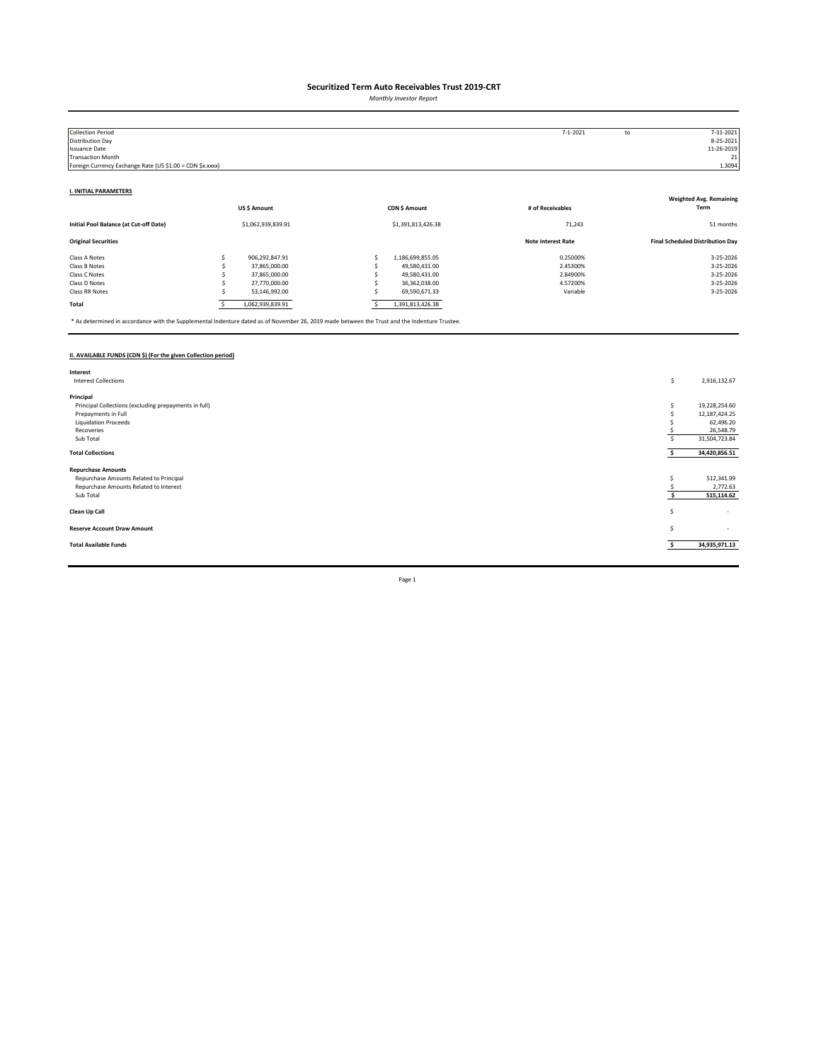# Securitized Term Auto Receivables Trust 2019-CRT

*Monthly Investor Report*

| | | | |
|---|---|---|---|
| Collection Period | 7-1-2021 | to | 7-31-2021 |
| Distribution Day | | | 8-25-2021 |
| Issuance Date | | | 11-26-2019 |
| Transaction Month | | | 21 |
| Foreign Currency Exchange Rate (US $1.00 = CDN $x.xxxx) | | | 1.3094 |

## I. INITIAL PARAMETERS

| | US $ Amount | CDN $ Amount | # of Receivables | Weighted Avg. Remaining Term |
|---|---|---|---|---|
| **Initial Pool Balance (at Cut-off Date)** | $1,062,939,839.91 | $1,391,813,426.38 | 71,243 | 51 months |
| **Original Securities** | | | **Note Interest Rate** | **Final Scheduled Distribution Day** |
| Class A Notes | $ 906,292,847.91 | $ 1,186,699,855.05 | 0.25000% | 3-25-2026 |
| Class B Notes | $ 37,865,000.00 | $ 49,580,431.00 | 2.45300% | 3-25-2026 |
| Class C Notes | $ 37,865,000.00 | $ 49,580,431.00 | 2.84900% | 3-25-2026 |
| Class D Notes | $ 27,770,000.00 | $ 36,362,038.00 | 4.57200% | 3-25-2026 |
| Class RR Notes | $ 53,146,992.00 | $ 69,590,671.33 | Variable | 3-25-2026 |
| **Total** | $ 1,062,939,839.91 | $ 1,391,813,426.38 | | |

\* As determined in accordance with the Supplemental Indenture dated as of November 26, 2019 made between the Trust and the Indenture Trustee.

## II. AVAILABLE FUNDS (CDN $) (For the given Collection period)

| | |
|---|---|
| **Interest** | |
| Interest Collections | $ 2,916,132.67 |
| **Principal** | |
| Principal Collections (excluding prepayments in full) | $ 19,228,254.60 |
| Prepayments in Full | $ 12,187,424.25 |
| Liquidation Proceeds | $ 62,496.20 |
| Recoveries | $ 26,548.79 |
| Sub Total | $ 31,504,723.84 |
| **Total Collections** | **$ 34,420,856.51** |
| **Repurchase Amounts** | |
| Repurchase Amounts Related to Principal | $ 512,341.99 |
| Repurchase Amounts Related to Interest | $ 2,772.63 |
| Sub Total | **$ 515,114.62** |
| **Clean Up Call** | $ - |
| **Reserve Account Draw Amount** | $ - |
| **Total Available Funds** | **$ 34,935,971.13** |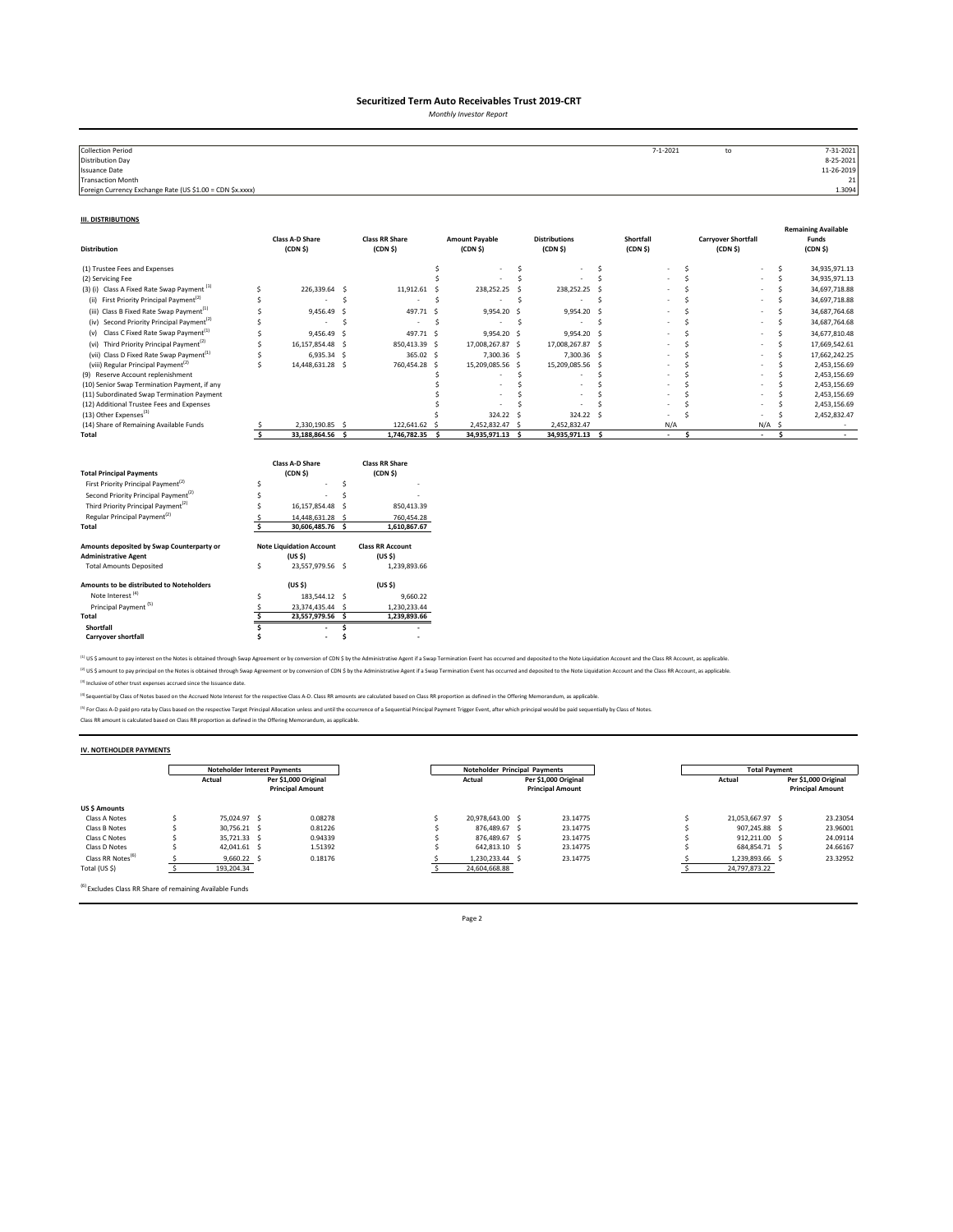# Securitized Term Auto Receivables Trust 2019-CRT

*Monthly Investor Report*

| | | | |
|---|---|---|---|
| Collection Period | 7-1-2021 | to | 7-31-2021 |
| Distribution Day | | | 8-25-2021 |
| Issuance Date | | | 11-26-2019 |
| Transaction Month | | | 21 |
| Foreign Currency Exchange Rate (US $1.00 = CDN $x.xxxx) | | | 1.3094 |

## III. DISTRIBUTIONS

| Distribution | Class A-D Share (CDN $) | Class RR Share (CDN $) | Amount Payable (CDN $) | Distributions (CDN $) | Shortfall (CDN $) | Carryover Shortfall (CDN $) | Remaining Available Funds (CDN $) |
|---|---|---|---|---|---|---|---|
| (1) Trustee Fees and Expenses | | | $ - | $ - | $ - | $ - | $ 34,935,971.13 |
| (2) Servicing Fee | | | $ - | $ - | $ - | $ - | $ 34,935,971.13 |
| (3) (i) Class A Fixed Rate Swap Payment [1] | $ 226,339.64 | $ 11,912.61 | $ 238,252.25 | $ 238,252.25 | $ - | $ - | $ 34,697,718.88 |
| (ii) First Priority Principal Payment[2] | $ - | $ - | $ - | $ - | $ - | $ - | $ 34,697,718.88 |
| (iii) Class B Fixed Rate Swap Payment[1] | $ 9,456.49 | $ 497.71 | $ 9,954.20 | $ 9,954.20 | $ - | $ - | $ 34,687,764.68 |
| (iv) Second Priority Principal Payment[2] | $ - | $ - | $ - | $ - | $ - | $ - | $ 34,687,764.68 |
| (v) Class C Fixed Rate Swap Payment[1] | $ 9,456.49 | $ 497.71 | $ 9,954.20 | $ 9,954.20 | $ - | $ - | $ 34,677,810.48 |
| (vi) Third Priority Principal Payment[2] | $ 16,157,854.48 | $ 850,413.39 | $ 17,008,267.87 | $ 17,008,267.87 | $ - | $ - | $ 17,669,542.61 |
| (vii) Class D Fixed Rate Swap Payment[1] | $ 6,935.34 | $ 365.02 | $ 7,300.36 | $ 7,300.36 | $ - | $ - | $ 17,662,242.25 |
| (viii) Regular Principal Payment[2] | $ 14,448,631.28 | $ 760,454.28 | $ 15,209,085.56 | $ 15,209,085.56 | $ - | $ - | $ 2,453,156.69 |
| (9) Reserve Account replenishment | | | $ - | $ - | $ - | $ - | $ 2,453,156.69 |
| (10) Senior Swap Termination Payment, if any | | | $ - | $ - | $ - | $ - | $ 2,453,156.69 |
| (11) Subordinated Swap Termination Payment | | | $ - | $ - | $ - | $ - | $ 2,453,156.69 |
| (12) Additional Trustee Fees and Expenses | | | $ - | $ - | $ - | $ - | $ 2,453,156.69 |
| (13) Other Expenses[3] | | | $ 324.22 | $ 324.22 | $ - | $ - | $ 2,452,832.47 |
| (14) Share of Remaining Available Funds | $ 2,330,190.85 | $ 122,641.62 | $ 2,452,832.47 | $ 2,452,832.47 | N/A | N/A | $ - |
| **Total** | **$ 33,188,864.56** | **$ 1,746,782.35** | **$ 34,935,971.13** | **$ 34,935,971.13** | **$ -** | **$ -** | **$ -** |

| Total Principal Payments | Class A-D Share (CDN $) | Class RR Share (CDN $) |
|---|---|---|
| First Priority Principal Payment[2] | $ - | $ - |
| Second Priority Principal Payment[2] | $ - | $ - |
| Third Priority Principal Payment[2] | $ 16,157,854.48 | $ 850,413.39 |
| Regular Principal Payment[2] | $ 14,448,631.28 | $ 760,454.28 |
| **Total** | **$ 30,606,485.76** | **$ 1,610,867.67** |

| Amounts deposited by Swap Counterparty or Administrative Agent | Note Liquidation Account (US $) | Class RR Account (US $) |
|---|---|---|
| Total Amounts Deposited | $ 23,557,979.56 | $ 1,239,893.66 |

| Amounts to be distributed to Noteholders | (US $) | (US $) |
|---|---|---|
| Note Interest [4] | $ 183,544.12 | $ 9,660.22 |
| Principal Payment [5] | $ 23,374,435.44 | $ 1,230,233.44 |
| **Total** | **$ 23,557,979.56** | **$ 1,239,893.66** |
| **Shortfall** | **$ -** | **$ -** |
| **Carryover shortfall** | **$ -** | **$ -** |

[1] US $ amount to pay interest on the Notes is obtained through Swap Agreement or by conversion of CDN $ by the Administrative Agent if a Swap Termination Event has occurred and deposited to the Note Liquidation Account and the Class RR Account, as applicable.

[2] US $ amount to pay principal on the Notes is obtained through Swap Agreement or by conversion of CDN $ by the Administrative Agent if a Swap Termination Event has occurred and deposited to the Note Liquidation Account and the Class RR Account, as applicable.

[3] Inclusive of other trust expenses accrued since the Issuance date.

[4] Sequential by Class of Notes based on the Accrued Note Interest for the respective Class A-D. Class RR amounts are calculated based on Class RR proportion as defined in the Offering Memorandum, as applicable.

[5] For Class A-D paid pro rata by Class based on the respective Target Principal Allocation unless and until the occurrence of a Sequential Principal Payment Trigger Event, after which principal would be paid sequentially by Class of Notes.

Class RR amount is calculated based on Class RR proportion as defined in the Offering Memorandum, as applicable.

## IV. NOTEHOLDER PAYMENTS

| | Noteholder Interest Payments | | Noteholder Principal Payments | | Total Payment | |
|---|---|---|---|---|---|---|
| | Actual | Per $1,000 Original Principal Amount | Actual | Per $1,000 Original Principal Amount | Actual | Per $1,000 Original Principal Amount |
| **US $ Amounts** | | | | | | |
| Class A Notes | $ 75,024.97 | $ 0.08278 | $ 20,978,643.00 | $ 23.14775 | $ 21,053,667.97 | $ 23.23054 |
| Class B Notes | $ 30,756.21 | $ 0.81226 | $ 876,489.67 | $ 23.14775 | $ 907,245.88 | $ 23.96001 |
| Class C Notes | $ 35,721.33 | $ 0.94339 | $ 876,489.67 | $ 23.14775 | $ 912,211.00 | $ 24.09114 |
| Class D Notes | $ 42,041.61 | $ 1.51392 | $ 642,813.10 | $ 23.14775 | $ 684,854.71 | $ 24.66167 |
| Class RR Notes[6] | $ 9,660.22 | $ 0.18176 | $ 1,230,233.44 | $ 23.14775 | $ 1,239,893.66 | $ 23.32952 |
| Total (US $) | $ 193,204.34 | | $ 24,604,668.88 | | $ 24,797,873.22 | |

[6] Excludes Class RR Share of remaining Available Funds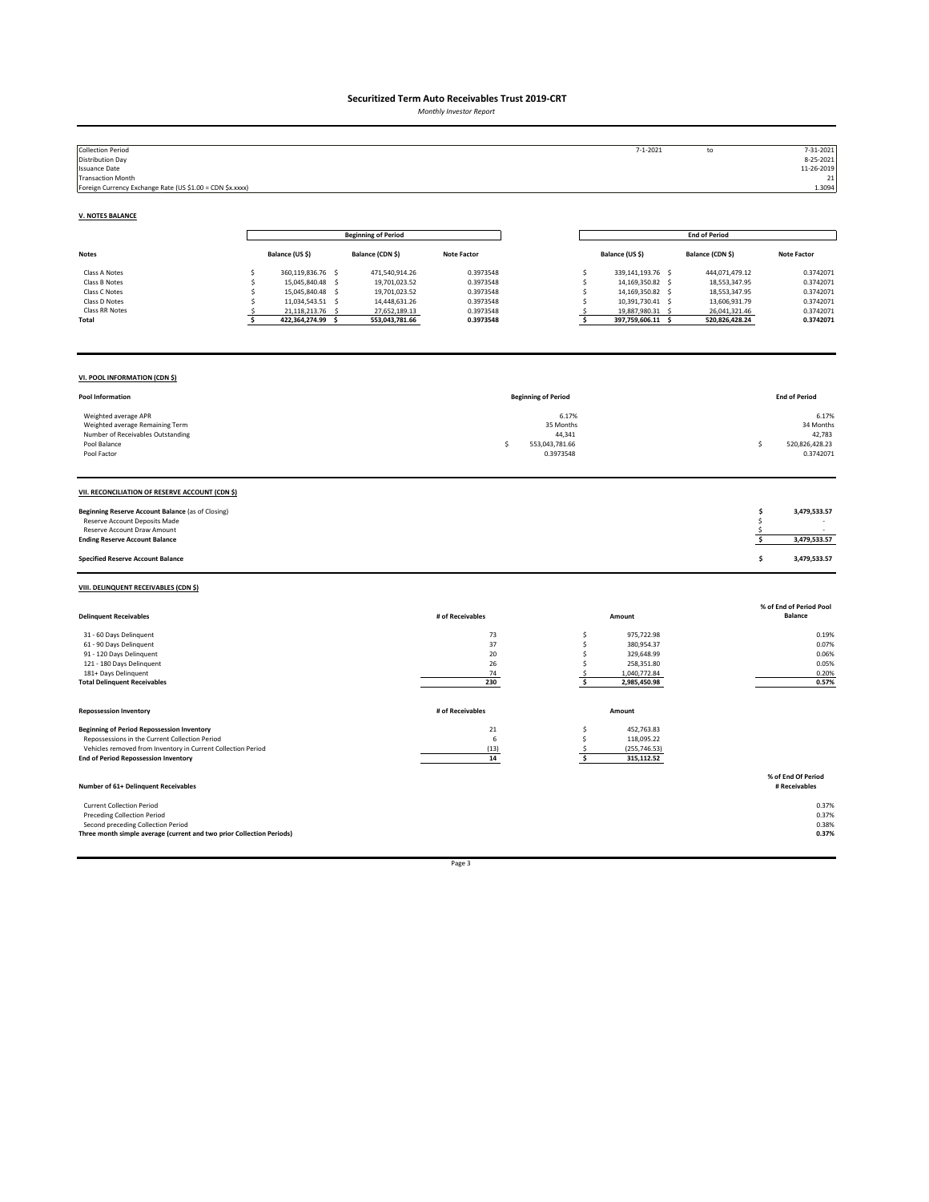# Securitized Term Auto Receivables Trust 2019-CRT

*Monthly Investor Report*

| | | | |
|---|---|---|---|
| Collection Period | 7-1-2021 | to | 7-31-2021 |
| Distribution Day | | | 8-25-2021 |
| Issuance Date | | | 11-26-2019 |
| Transaction Month | | | 21 |
| Foreign Currency Exchange Rate (US $1.00 = CDN $x.xxxx) | | | 1.3094 |

## V. NOTES BALANCE

| | Beginning of Period | | | End of Period | | |
|---|---|---|---|---|---|---|
| **Notes** | **Balance (US $)** | **Balance (CDN $)** | **Note Factor** | **Balance (US $)** | **Balance (CDN $)** | **Note Factor** |
| Class A Notes | $ 360,119,836.76 | $ 471,540,914.26 | 0.3973548 | $ 339,141,193.76 | $ 444,071,479.12 | 0.3742071 |
| Class B Notes | $ 15,045,840.48 | $ 19,701,023.52 | 0.3973548 | $ 14,169,350.82 | $ 18,553,347.95 | 0.3742071 |
| Class C Notes | $ 15,045,840.48 | $ 19,701,023.52 | 0.3973548 | $ 14,169,350.82 | $ 18,553,347.95 | 0.3742071 |
| Class D Notes | $ 11,034,543.51 | $ 14,448,631.26 | 0.3973548 | $ 10,391,730.41 | $ 13,606,931.79 | 0.3742071 |
| Class RR Notes | $ 21,118,213.76 | $ 27,652,189.13 | 0.3973548 | $ 19,887,980.31 | $ 26,041,321.46 | 0.3742071 |
| **Total** | **$ 422,364,274.99** | **$ 553,043,781.66** | **0.3973548** | **$ 397,759,606.11** | **$ 520,826,428.24** | **0.3742071** |

## VI. POOL INFORMATION (CDN $)

| Pool Information | Beginning of Period | End of Period |
|---|---|---|
| Weighted average APR | 6.17% | 6.17% |
| Weighted average Remaining Term | 35 Months | 34 Months |
| Number of Receivables Outstanding | 44,341 | 42,783 |
| Pool Balance | $ 553,043,781.66 | $ 520,826,428.23 |
| Pool Factor | 0.3973548 | 0.3742071 |

## VII. RECONCILIATION OF RESERVE ACCOUNT (CDN $)

| | |
|---|---|
| **Beginning Reserve Account Balance** (as of Closing) | **$ 3,479,533.57** |
| Reserve Account Deposits Made | $ - |
| Reserve Account Draw Amount | $ - |
| **Ending Reserve Account Balance** | **$ 3,479,533.57** |
| **Specified Reserve Account Balance** | **$ 3,479,533.57** |

## VIII. DELINQUENT RECEIVABLES (CDN $)

| Delinquent Receivables | # of Receivables | Amount | % of End of Period Pool Balance |
|---|---|---|---|
| 31 - 60 Days Delinquent | 73 | $ 975,722.98 | 0.19% |
| 61 - 90 Days Delinquent | 37 | $ 380,954.37 | 0.07% |
| 91 - 120 Days Delinquent | 20 | $ 329,648.99 | 0.06% |
| 121 - 180 Days Delinquent | 26 | $ 258,351.80 | 0.05% |
| 181+ Days Delinquent | 74 | $ 1,040,772.84 | 0.20% |
| **Total Delinquent Receivables** | **230** | **$ 2,985,450.98** | **0.57%** |

| Repossession Inventory | # of Receivables | Amount |
|---|---|---|
| **Beginning of Period Repossession Inventory** | 21 | $ 452,763.83 |
| Repossessions in the Current Collection Period | 6 | $ 118,095.22 |
| Vehicles removed from Inventory in Current Collection Period | (13) | $ (255,746.53) |
| **End of Period Repossession Inventory** | **14** | **$ 315,112.52** |

| Number of 61+ Delinquent Receivables | % of End Of Period # Receivables |
|---|---|
| Current Collection Period | 0.37% |
| Preceding Collection Period | 0.37% |
| Second preceding Collection Period | 0.38% |
| **Three month simple average (current and two prior Collection Periods)** | **0.37%** |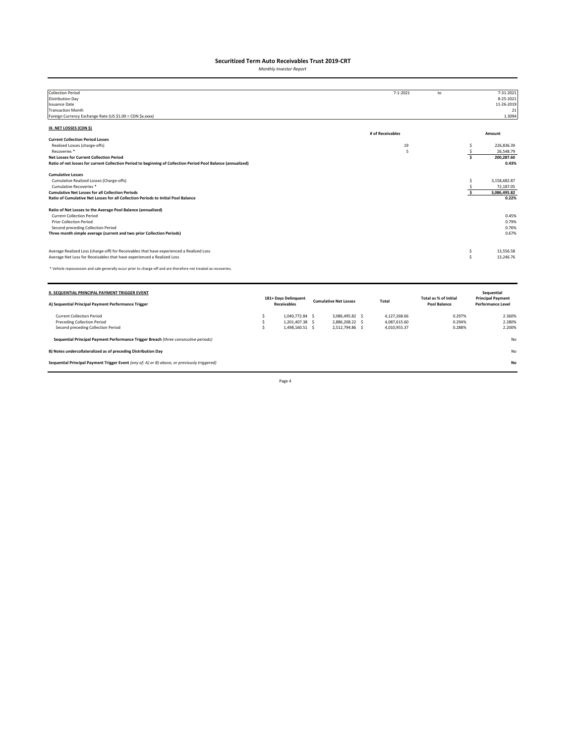## Securitized Term Auto Receivables Trust 2019-CRT

*Monthly Investor Report*

| | | | |
|---|---|---|---|
| Collection Period | 7-1-2021 | to | 7-31-2021 |
| Distribution Day | | | 8-25-2021 |
| Issuance Date | | | 11-26-2019 |
| Transaction Month | | | 21 |
| Foreign Currency Exchange Rate (US $1.00 = CDN $x.xxxx) | | | 1.3094 |

### IX. NET LOSSES (CDN $)

| | # of Receivables | Amount |
|---|---|---|
| **Current Collection Period Losses** | | |
| Realized Losses (charge-offs) | 19 | $ 226,836.39 |
| Recoveries * | 5 | $ 26,548.79 |
| **Net Losses for Current Collection Period** | | **$ 200,287.60** |
| **Ratio of net losses for current Collection Period to beginning of Collection Period Pool Balance (annualized)** | | **0.43%** |
| **Cumulative Losses** | | |
| Cumulative Realized Losses (Charge-offs) | | $ 3,158,682.87 |
| Cumulative Recoveries * | | $ 72,187.05 |
| **Cumulative Net Losses for all Collection Periods** | | **$ 3,086,495.82** |
| **Ratio of Cumulative Net Losses for all Collection Periods to Initial Pool Balance** | | **0.22%** |
| **Ratio of Net Losses to the Average Pool Balance (annualized)** | | |
| Current Collection Period | | 0.45% |
| Prior Collection Period | | 0.79% |
| Second preceding Collection Period | | 0.76% |
| **Three month simple average (current and two prior Collection Periods)** | | 0.67% |
| Average Realized Loss (charge-off) for Receivables that have experienced a Realized Loss | | $ 13,556.58 |
| Average Net Loss for Receivables that have experienced a Realized Loss | | $ 13,246.76 |

\* Vehicle repossession and sale generally occur prior to charge-off and are therefore not treated as recoveries.

### X. SEQUENTIAL PRINCIPAL PAYMENT TRIGGER EVENT

| A) Sequential Principal Payment Performance Trigger | 181+ Days Delinquent Receivables | Cumulative Net Losses | Total | Total as % of Initial Pool Balance | Sequential Principal Payment Performance Level |
|---|---|---|---|---|---|
| Current Collection Period | $ 1,040,772.84 | $ 3,086,495.82 | $ 4,127,268.66 | 0.297% | 2.360% |
| Preceding Collection Period | $ 1,201,407.38 | $ 2,886,208.22 | $ 4,087,615.60 | 0.294% | 2.280% |
| Second preceding Collection Period | $ 1,498,160.51 | $ 2,512,794.86 | $ 4,010,955.37 | 0.288% | 2.200% |
| **Sequential Principal Payment Performance Trigger Breach** *(three consecutive periods)* | | | | | No |
| **B) Notes undercollateralized as of preceding Distribution Day** | | | | | No |
| **Sequential Principal Payment Trigger Event** *(any of: A) or B) above, or previously triggered)* | | | | | **No** |